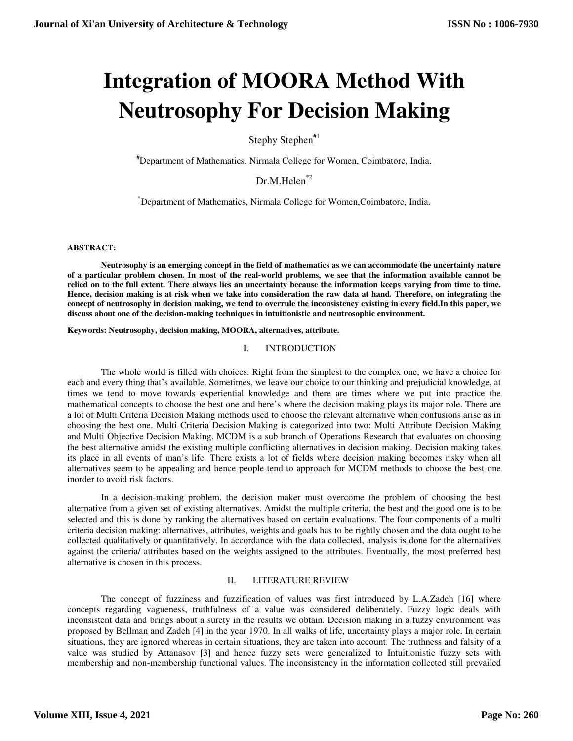# Integration of MOORA Method With Neutrosophy For Decision Making

Stephy Stephen[#1]

[#]Department of Mathematics, Nirmala College for Women, Coimbatore, India.

Dr.M.Helen[*2]

[*]Department of Mathematics, Nirmala College for Women,Coimbatore, India.

**ABSTRACT:**

**Neutrosophy is an emerging concept in the field of mathematics as we can accommodate the uncertainty nature of a particular problem chosen. In most of the real-world problems, we see that the information available cannot be relied on to the full extent. There always lies an uncertainty because the information keeps varying from time to time. Hence, decision making is at risk when we take into consideration the raw data at hand. Therefore, on integrating the concept of neutrosophy in decision making, we tend to overrule the inconsistency existing in every field.In this paper, we discuss about one of the decision-making techniques in intuitionistic and neutrosophic environment.**

**Keywords: Neutrosophy, decision making, MOORA, alternatives, attribute.**

## I. INTRODUCTION

The whole world is filled with choices. Right from the simplest to the complex one, we have a choice for each and every thing that's available. Sometimes, we leave our choice to our thinking and prejudicial knowledge, at times we tend to move towards experiential knowledge and there are times where we put into practice the mathematical concepts to choose the best one and here's where the decision making plays its major role. There are a lot of Multi Criteria Decision Making methods used to choose the relevant alternative when confusions arise as in choosing the best one. Multi Criteria Decision Making is categorized into two: Multi Attribute Decision Making and Multi Objective Decision Making. MCDM is a sub branch of Operations Research that evaluates on choosing the best alternative amidst the existing multiple conflicting alternatives in decision making. Decision making takes its place in all events of man's life. There exists a lot of fields where decision making becomes risky when all alternatives seem to be appealing and hence people tend to approach for MCDM methods to choose the best one inorder to avoid risk factors.

In a decision-making problem, the decision maker must overcome the problem of choosing the best alternative from a given set of existing alternatives. Amidst the multiple criteria, the best and the good one is to be selected and this is done by ranking the alternatives based on certain evaluations. The four components of a multi criteria decision making: alternatives, attributes, weights and goals has to be rightly chosen and the data ought to be collected qualitatively or quantitatively. In accordance with the data collected, analysis is done for the alternatives against the criteria/ attributes based on the weights assigned to the attributes. Eventually, the most preferred best alternative is chosen in this process.

## II. LITERATURE REVIEW

The concept of fuzziness and fuzzification of values was first introduced by L.A.Zadeh [16] where concepts regarding vagueness, truthfulness of a value was considered deliberately. Fuzzy logic deals with inconsistent data and brings about a surety in the results we obtain. Decision making in a fuzzy environment was proposed by Bellman and Zadeh [4] in the year 1970. In all walks of life, uncertainty plays a major role. In certain situations, they are ignored whereas in certain situations, they are taken into account. The truthness and falsity of a value was studied by Attanasov [3] and hence fuzzy sets were generalized to Intuitionistic fuzzy sets with membership and non-membership functional values. The inconsistency in the information collected still prevailed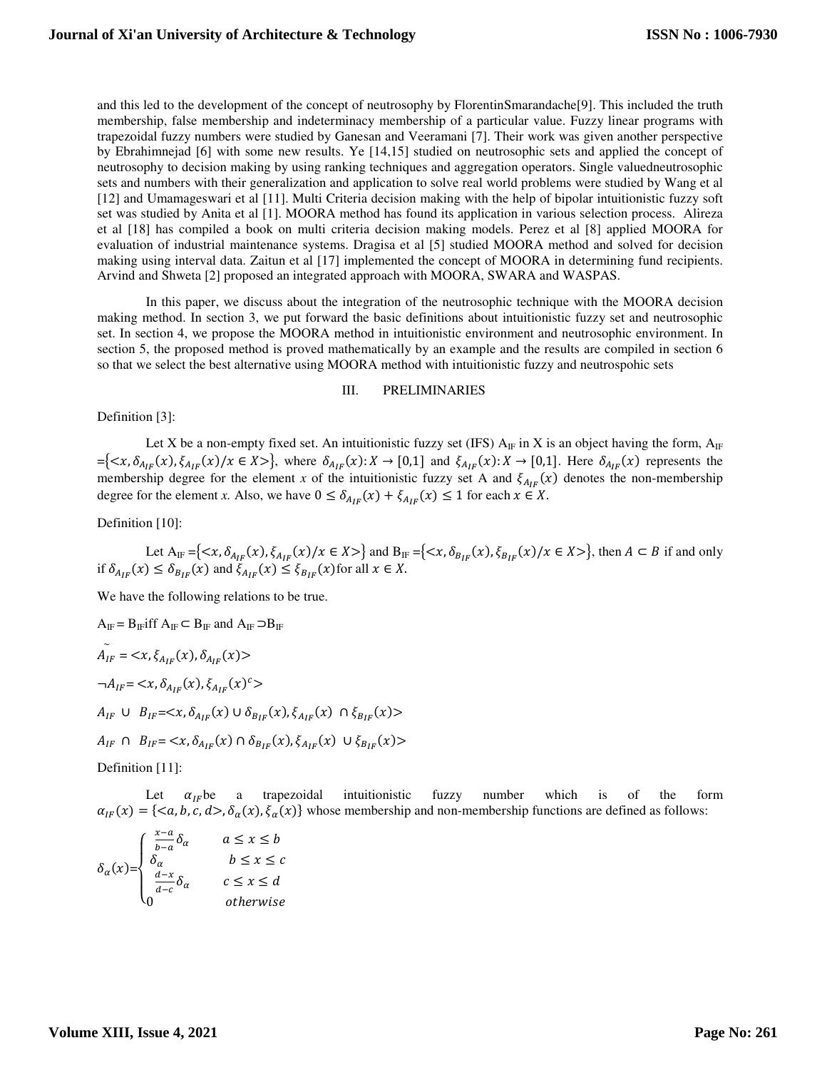and this led to the development of the concept of neutrosophy by FlorentinSmarandache[9]. This included the truth membership, false membership and indeterminacy membership of a particular value. Fuzzy linear programs with trapezoidal fuzzy numbers were studied by Ganesan and Veeramani [7]. Their work was given another perspective by Ebrahimnejad [6] with some new results. Ye [14,15] studied on neutrosophic sets and applied the concept of neutrosophy to decision making by using ranking techniques and aggregation operators. Single valuedneutrosophic sets and numbers with their generalization and application to solve real world problems were studied by Wang et al [12] and Umamageswari et al [11]. Multi Criteria decision making with the help of bipolar intuitionistic fuzzy soft set was studied by Anita et al [1]. MOORA method has found its application in various selection process. Alireza et al [18] has compiled a book on multi criteria decision making models. Perez et al [8] applied MOORA for evaluation of industrial maintenance systems. Dragisa et al [5] studied MOORA method and solved for decision making using interval data. Zaitun et al [17] implemented the concept of MOORA in determining fund recipients. Arvind and Shweta [2] proposed an integrated approach with MOORA, SWARA and WASPAS.

In this paper, we discuss about the integration of the neutrosophic technique with the MOORA decision making method. In section 3, we put forward the basic definitions about intuitionistic fuzzy set and neutrosophic set. In section 4, we propose the MOORA method in intuitionistic environment and neutrosophic environment. In section 5, the proposed method is proved mathematically by an example and the results are compiled in section 6 so that we select the best alternative using MOORA method with intuitionistic fuzzy and neutrospohic sets

## III. PRELIMINARIES

Definition [3]:

Let X be a non-empty fixed set. An intuitionistic fuzzy set (IFS) $A_{IF}$ in X is an object having the form, $A_{IF} = \{<x, \delta_{A_{IF}}(x), \xi_{A_{IF}}(x)/x \in X>\}$, where $\delta_{A_{IF}}(x): X \to [0,1]$ and $\xi_{A_{IF}}(x): X \to [0,1]$. Here $\delta_{A_{IF}}(x)$ represents the membership degree for the element *x* of the intuitionistic fuzzy set A and $\xi_{A_{IF}}(x)$ denotes the non-membership degree for the element *x*. Also, we have $0 \le \delta_{A_{IF}}(x) + \xi_{A_{IF}}(x) \le 1$ for each $x \in X$.

Definition [10]:

Let $A_{IF} = \{<x, \delta_{A_{IF}}(x), \xi_{A_{IF}}(x)/x \in X>\}$ and $B_{IF} = \{<x, \delta_{B_{IF}}(x), \xi_{B_{IF}}(x)/x \in X>\}$, then $A \subset B$ if and only if $\delta_{A_{IF}}(x) \le \delta_{B_{IF}}(x)$ and $\xi_{A_{IF}}(x) \le \xi_{B_{IF}}(x)$ for all $x \in X$.

We have the following relations to be true.

$A_{IF} = B_{IF}$ iff $A_{IF} \subset B_{IF}$ and $A_{IF} \supset B_{IF}$

$\tilde{A}_{IF} = <x, \xi_{A_{IF}}(x), \delta_{A_{IF}}(x)>$

$\neg A_{IF} = <x, \delta_{A_{IF}}(x), \xi_{A_{IF}}(x)^c>$

$A_{IF} \cup B_{IF} = <x, \delta_{A_{IF}}(x) \cup \delta_{B_{IF}}(x), \xi_{A_{IF}}(x) \cap \xi_{B_{IF}}(x)>$

$A_{IF} \cap B_{IF} = <x, \delta_{A_{IF}}(x) \cap \delta_{B_{IF}}(x), \xi_{A_{IF}}(x) \cup \xi_{B_{IF}}(x)>$

Definition [11]:

Let $\alpha_{IF}$ be a trapezoidal intuitionistic fuzzy number which is of the form $\alpha_{IF}(x) = \{<a, b, c, d>, \delta_\alpha(x), \xi_\alpha(x)\}$ whose membership and non-membership functions are defined as follows:

$$\delta_\alpha(x) = \begin{cases} \frac{x-a}{b-a}\delta_\alpha & a \le x \le b \\ \delta_\alpha & b \le x \le c \\ \frac{d-x}{d-c}\delta_\alpha & c \le x \le d \\ 0 & otherwise \end{cases}$$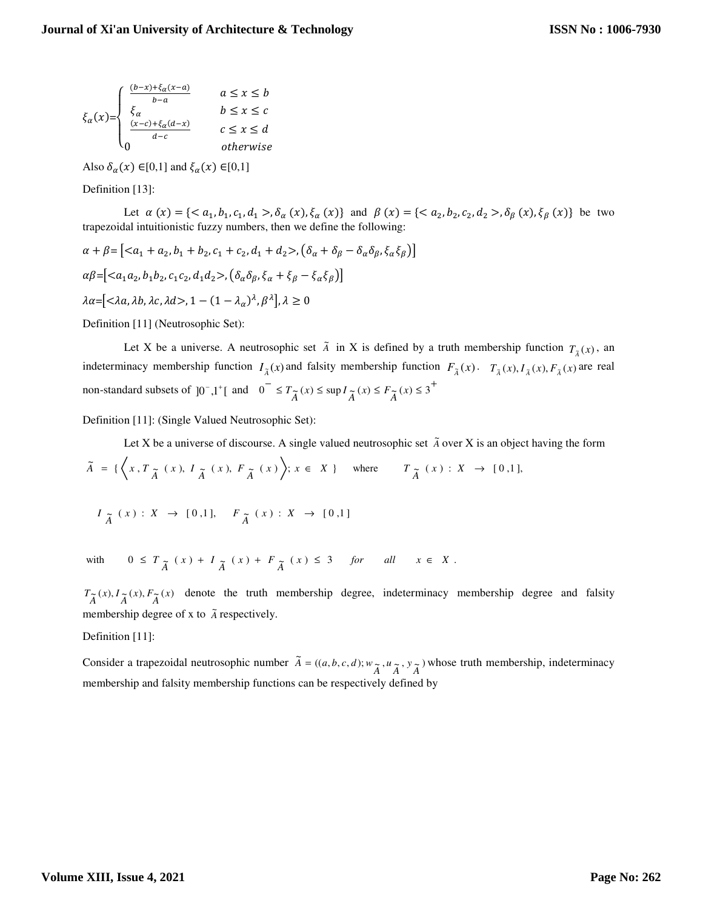$$\xi_\alpha(x)=\begin{cases} \frac{(b-x)+\xi_\alpha(x-a)}{b-a} & a \le x \le b \\ \xi_\alpha & b \le x \le c \\ \frac{(x-c)+\xi_\alpha(d-x)}{d-c} & c \le x \le d \\ 0 & otherwise \end{cases}$$

Also $\delta_\alpha(x) \in [0,1]$ and $\xi_\alpha(x) \in [0,1]$

Definition [13]:

Let $\alpha(x) = \{<a_1, b_1, c_1, d_1>, \delta_\alpha(x), \xi_\alpha(x)\}$ and $\beta(x) = \{<a_2, b_2, c_2, d_2>, \delta_\beta(x), \xi_\beta(x)\}$ be two trapezoidal intuitionistic fuzzy numbers, then we define the following:

$\alpha + \beta = \left[<a_1 + a_2, b_1 + b_2, c_1 + c_2, d_1 + d_2>, \left(\delta_\alpha + \delta_\beta - \delta_\alpha\delta_\beta, \xi_\alpha\xi_\beta\right)\right]$

$\alpha\beta = \left[<a_1a_2, b_1b_2, c_1c_2, d_1d_2>, \left(\delta_\alpha\delta_\beta, \xi_\alpha + \xi_\beta - \xi_\alpha\xi_\beta\right)\right]$

$\lambda\alpha = \left[<\lambda a, \lambda b, \lambda c, \lambda d>, 1 - (1 - \lambda_\alpha)^\lambda, \beta^\lambda\right], \lambda \ge 0$

Definition [11] (Neutrosophic Set):

Let X be a universe. A neutrosophic set $\tilde{A}$ in X is defined by a truth membership function $T_{\tilde{A}}(x)$, an indeterminacy membership function $I_{\tilde{A}}(x)$ and falsity membership function $F_{\tilde{A}}(x)$. $T_{\tilde{A}}(x), I_{\tilde{A}}(x), F_{\tilde{A}}(x)$ are real non-standard subsets of $]0^-, 1^+[$ and $0^- \le T_{\tilde{A}}(x) \le \sup I_{\tilde{A}}(x) \le F_{\tilde{A}}(x) \le 3^+$

Definition [11]: (Single Valued Neutrosophic Set):

Let X be a universe of discourse. A single valued neutrosophic set $\tilde{A}$ over X is an object having the form $\tilde{A} = \{\langle x, T_{\tilde{A}}(x), I_{\tilde{A}}(x), F_{\tilde{A}}(x)\rangle; x \in X\}$ where $T_{\tilde{A}}(x): X \to [0,1]$,

$I_{\tilde{A}}(x): X \to [0,1]$, $F_{\tilde{A}}(x): X \to [0,1]$

with $0 \le T_{\tilde{A}}(x) + I_{\tilde{A}}(x) + F_{\tilde{A}}(x) \le 3$ *for all* $x \in X$.

$T_{\tilde{A}}(x), I_{\tilde{A}}(x), F_{\tilde{A}}(x)$ denote the truth membership degree, indeterminacy membership degree and falsity membership degree of x to $\tilde{A}$ respectively.

Definition [11]:

Consider a trapezoidal neutrosophic number $\tilde{A} = ((a, b, c, d); w_{\tilde{A}}, u_{\tilde{A}}, y_{\tilde{A}})$ whose truth membership, indeterminacy membership and falsity membership functions can be respectively defined by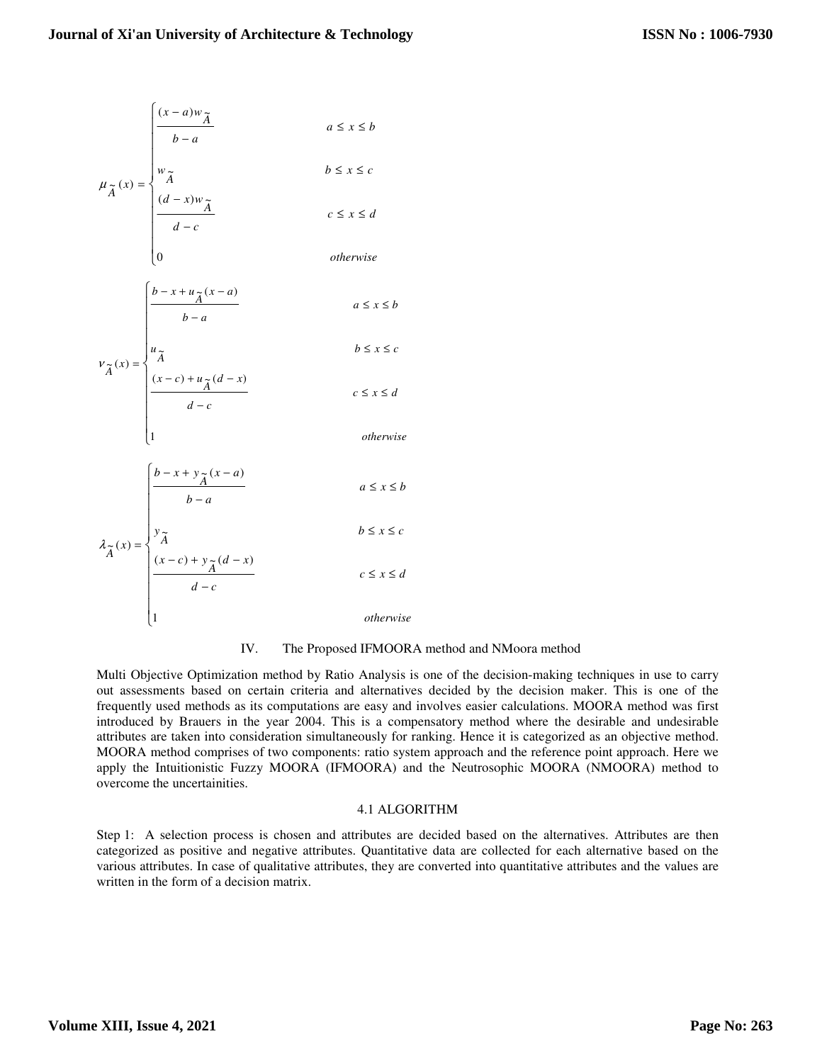$$
\mu_{\tilde{A}}(x) = \begin{cases} \dfrac{(x-a)w_{\tilde{A}}}{b-a} & a \le x \le b \\ w_{\tilde{A}} & b \le x \le c \\ \dfrac{(d-x)w_{\tilde{A}}}{d-c} & c \le x \le d \\ 0 & otherwise \end{cases}
$$

$$
\nu_{\tilde{A}}(x) = \begin{cases} \dfrac{b-x+u_{\tilde{A}}(x-a)}{b-a} & a \le x \le b \\ u_{\tilde{A}} & b \le x \le c \\ \dfrac{(x-c)+u_{\tilde{A}}(d-x)}{d-c} & c \le x \le d \\ 1 & otherwise \end{cases}
$$

$$
\lambda_{\tilde{A}}(x) = \begin{cases} \dfrac{b-x+y_{\tilde{A}}(x-a)}{b-a} & a \le x \le b \\ y_{\tilde{A}} & b \le x \le c \\ \dfrac{(x-c)+y_{\tilde{A}}(d-x)}{d-c} & c \le x \le d \\ 1 & otherwise \end{cases}
$$

## IV. The Proposed IFMOORA method and NMoora method

Multi Objective Optimization method by Ratio Analysis is one of the decision-making techniques in use to carry out assessments based on certain criteria and alternatives decided by the decision maker. This is one of the frequently used methods as its computations are easy and involves easier calculations. MOORA method was first introduced by Brauers in the year 2004. This is a compensatory method where the desirable and undesirable attributes are taken into consideration simultaneously for ranking. Hence it is categorized as an objective method. MOORA method comprises of two components: ratio system approach and the reference point approach. Here we apply the Intuitionistic Fuzzy MOORA (IFMOORA) and the Neutrosophic MOORA (NMOORA) method to overcome the uncertainities.

### 4.1 ALGORITHM

Step 1: A selection process is chosen and attributes are decided based on the alternatives. Attributes are then categorized as positive and negative attributes. Quantitative data are collected for each alternative based on the various attributes. In case of qualitative attributes, they are converted into quantitative attributes and the values are written in the form of a decision matrix.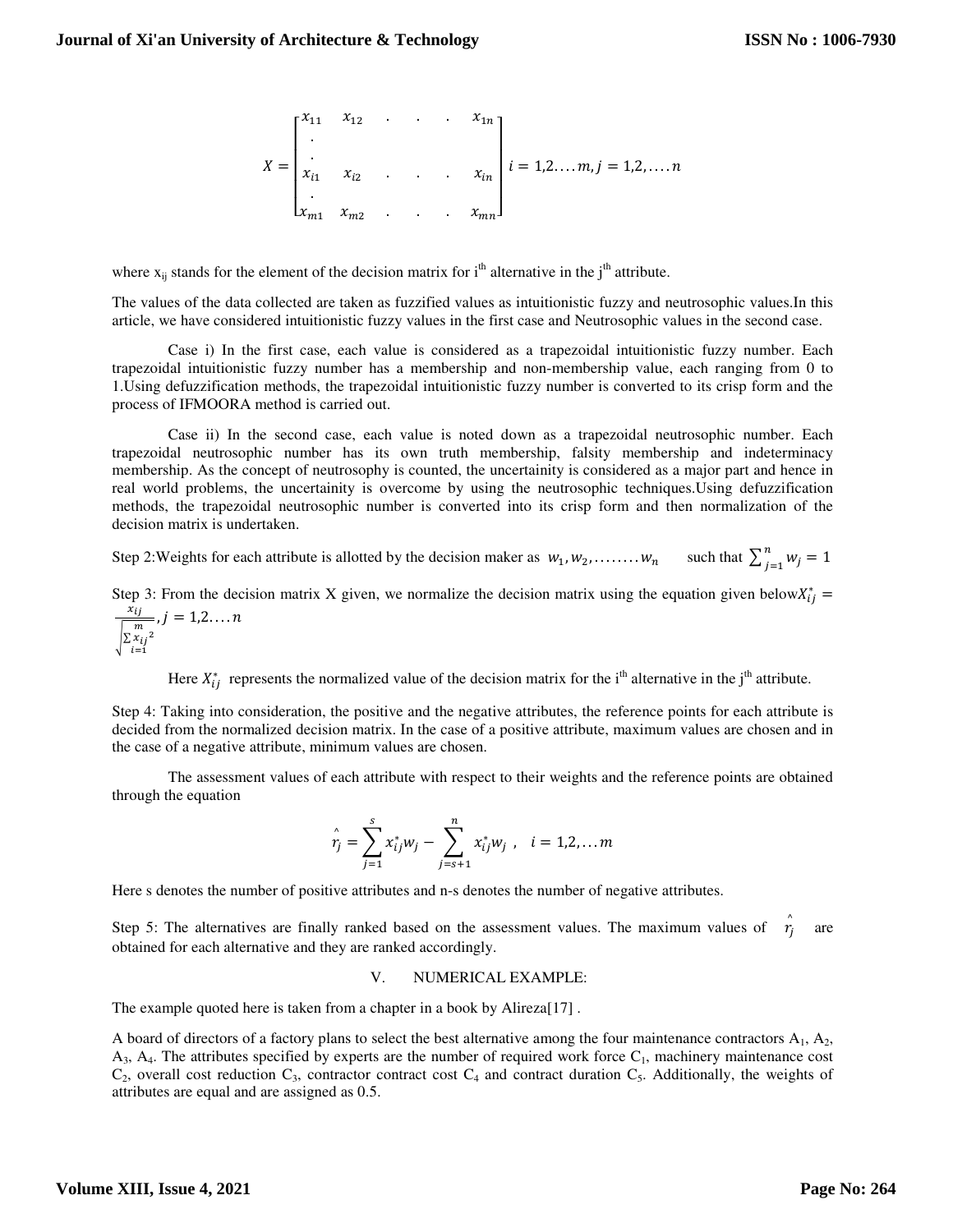$$X = \begin{bmatrix} x_{11} & x_{12} & . & . & . & x_{1n} \\ . & & & & & \\ . & & & & & \\ x_{i1} & x_{i2} & . & . & . & x_{in} \\ . & & & & & \\ x_{m1} & x_{m2} & . & . & . & x_{mn} \end{bmatrix} i = 1,2.\ldots m, j = 1,2,\ldots.n$$

where $x_{ij}$ stands for the element of the decision matrix for $i^{th}$ alternative in the $j^{th}$ attribute.

The values of the data collected are taken as fuzzified values as intuitionistic fuzzy and neutrosophic values.In this article, we have considered intuitionistic fuzzy values in the first case and Neutrosophic values in the second case.

Case i) In the first case, each value is considered as a trapezoidal intuitionistic fuzzy number. Each trapezoidal intuitionistic fuzzy number has a membership and non-membership value, each ranging from 0 to 1.Using defuzzification methods, the trapezoidal intuitionistic fuzzy number is converted to its crisp form and the process of IFMOORA method is carried out.

Case ii) In the second case, each value is noted down as a trapezoidal neutrosophic number. Each trapezoidal neutrosophic number has its own truth membership, falsity membership and indeterminacy membership. As the concept of neutrosophy is counted, the uncertainity is considered as a major part and hence in real world problems, the uncertainity is overcome by using the neutrosophic techniques.Using defuzzification methods, the trapezoidal neutrosophic number is converted into its crisp form and then normalization of the decision matrix is undertaken.

Step 2:Weights for each attribute is allotted by the decision maker as $w_1, w_2, \ldots\ldots.. w_n$ such that $\sum_{j=1}^{n} w_j = 1$

Step 3: From the decision matrix X given, we normalize the decision matrix using the equation given below$X_{ij}^* = \frac{x_{ij}}{\sqrt{\sum_{i=1}^{m} x_{ij}^2}}, j = 1,2.\ldots n$

Here $X_{ij}^*$ represents the normalized value of the decision matrix for the $i^{th}$ alternative in the $j^{th}$ attribute.

Step 4: Taking into consideration, the positive and the negative attributes, the reference points for each attribute is decided from the normalized decision matrix. In the case of a positive attribute, maximum values are chosen and in the case of a negative attribute, minimum values are chosen.

The assessment values of each attribute with respect to their weights and the reference points are obtained through the equation

$$\hat{r_j} = \sum_{j=1}^{s} x_{ij}^* w_j - \sum_{j=s+1}^{n} x_{ij}^* w_j \ , \quad i = 1,2, \ldots m$$

Here s denotes the number of positive attributes and n-s denotes the number of negative attributes.

Step 5: The alternatives are finally ranked based on the assessment values. The maximum values of $\hat{r_j}$ are obtained for each alternative and they are ranked accordingly.

## V. NUMERICAL EXAMPLE:

The example quoted here is taken from a chapter in a book by Alireza[17] .

A board of directors of a factory plans to select the best alternative among the four maintenance contractors $A_1$, $A_2$, $A_3$, $A_4$. The attributes specified by experts are the number of required work force $C_1$, machinery maintenance cost $C_2$, overall cost reduction $C_3$, contractor contract cost $C_4$ and contract duration $C_5$. Additionally, the weights of attributes are equal and are assigned as 0.5.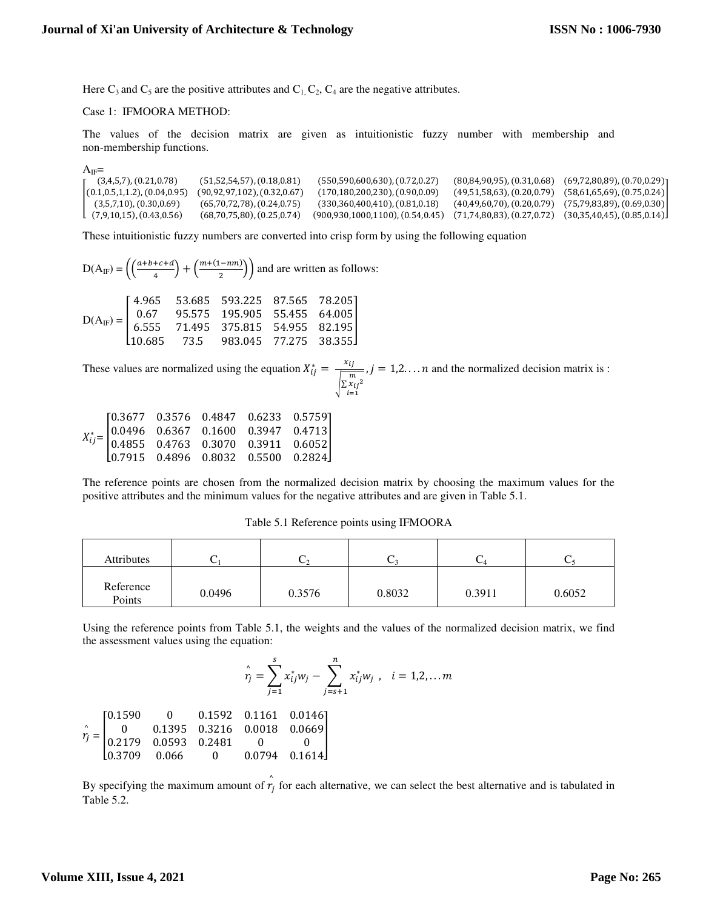Here $C_3$ and $C_5$ are the positive attributes and $C_1$, $C_2$, $C_4$ are the negative attributes.

Case 1: IFMOORA METHOD:

The values of the decision matrix are given as intuitionistic fuzzy number with membership and non-membership functions.

$$A_{IF}=\begin{bmatrix} (3,4,5,7),(0.21,0.78) & (51,52,54,57),(0.18,0.81) & (550,590,600,630),(0.72,0.27) & (80,84,90,95),(0.31,0.68) & (69,72,80,89),(0.70,0.29) \\ (0.1,0.5,1,1.2),(0.04,0.95) & (90,92,97,102),(0.32,0.67) & (170,180,200,230),(0.90,0.09) & (49,51,58,63),(0.20,0.79) & (58,61,65,69),(0.75,0.24) \\ (3,5,7,10),(0.30,0.69) & (65,70,72,78),(0.24,0.75) & (330,360,400,410),(0.81,0.18) & (40,49,60,70),(0.20,0.79) & (75,79,83,89),(0.69,0.30) \\ (7,9,10,15),(0.43,0.56) & (68,70,75,80),(0.25,0.74) & (900,930,1000,1100),(0.54,0.45) & (71,74,80,83),(0.27,0.72) & (30,35,40,45),(0.85,0.14) \end{bmatrix}$$

These intuitionistic fuzzy numbers are converted into crisp form by using the following equation

$D(A_{IF}) = \left(\left(\frac{a+b+c+d}{4}\right) + \left(\frac{m+(1-nm)}{2}\right)\right)$ and are written as follows:

$$D(A_{IF}) = \begin{bmatrix} 4.965 & 53.685 & 593.225 & 87.565 & 78.205 \\ 0.67 & 95.575 & 195.905 & 55.455 & 64.005 \\ 6.555 & 71.495 & 375.815 & 54.955 & 82.195 \\ 10.685 & 73.5 & 983.045 & 77.275 & 38.355 \end{bmatrix}$$

These values are normalized using the equation $X_{ij}^* = \frac{x_{ij}}{\sqrt{\sum_{i=1}^{m} x_{ij}^2}}, j = 1,2.\dots n$ and the normalized decision matrix is :

$$X_{ij}^* = \begin{bmatrix} 0.3677 & 0.3576 & 0.4847 & 0.6233 & 0.5759 \\ 0.0496 & 0.6367 & 0.1600 & 0.3947 & 0.4713 \\ 0.4855 & 0.4763 & 0.3070 & 0.3911 & 0.6052 \\ 0.7915 & 0.4896 & 0.8032 & 0.5500 & 0.2824 \end{bmatrix}$$

The reference points are chosen from the normalized decision matrix by choosing the maximum values for the positive attributes and the minimum values for the negative attributes and are given in Table 5.1.

Table 5.1 Reference points using IFMOORA

| Attributes | $C_1$ | $C_2$ | $C_3$ | $C_4$ | $C_5$ |
|---|---|---|---|---|---|
| Reference Points | 0.0496 | 0.3576 | 0.8032 | 0.3911 | 0.6052 |

Using the reference points from Table 5.1, the weights and the values of the normalized decision matrix, we find the assessment values using the equation:

$$\hat{r}_j = \sum_{j=1}^{s} x_{ij}^* w_j - \sum_{j=s+1}^{n} x_{ij}^* w_j \ , \quad i = 1,2,\dots m$$

$$\hat{r}_j = \begin{bmatrix} 0.1590 & 0 & 0.1592 & 0.1161 & 0.0146 \\ 0 & 0.1395 & 0.3216 & 0.0018 & 0.0669 \\ 0.2179 & 0.0593 & 0.2481 & 0 & 0 \\ 0.3709 & 0.066 & 0 & 0.0794 & 0.1614 \end{bmatrix}$$

By specifying the maximum amount of $\hat{r}_j$ for each alternative, we can select the best alternative and is tabulated in Table 5.2.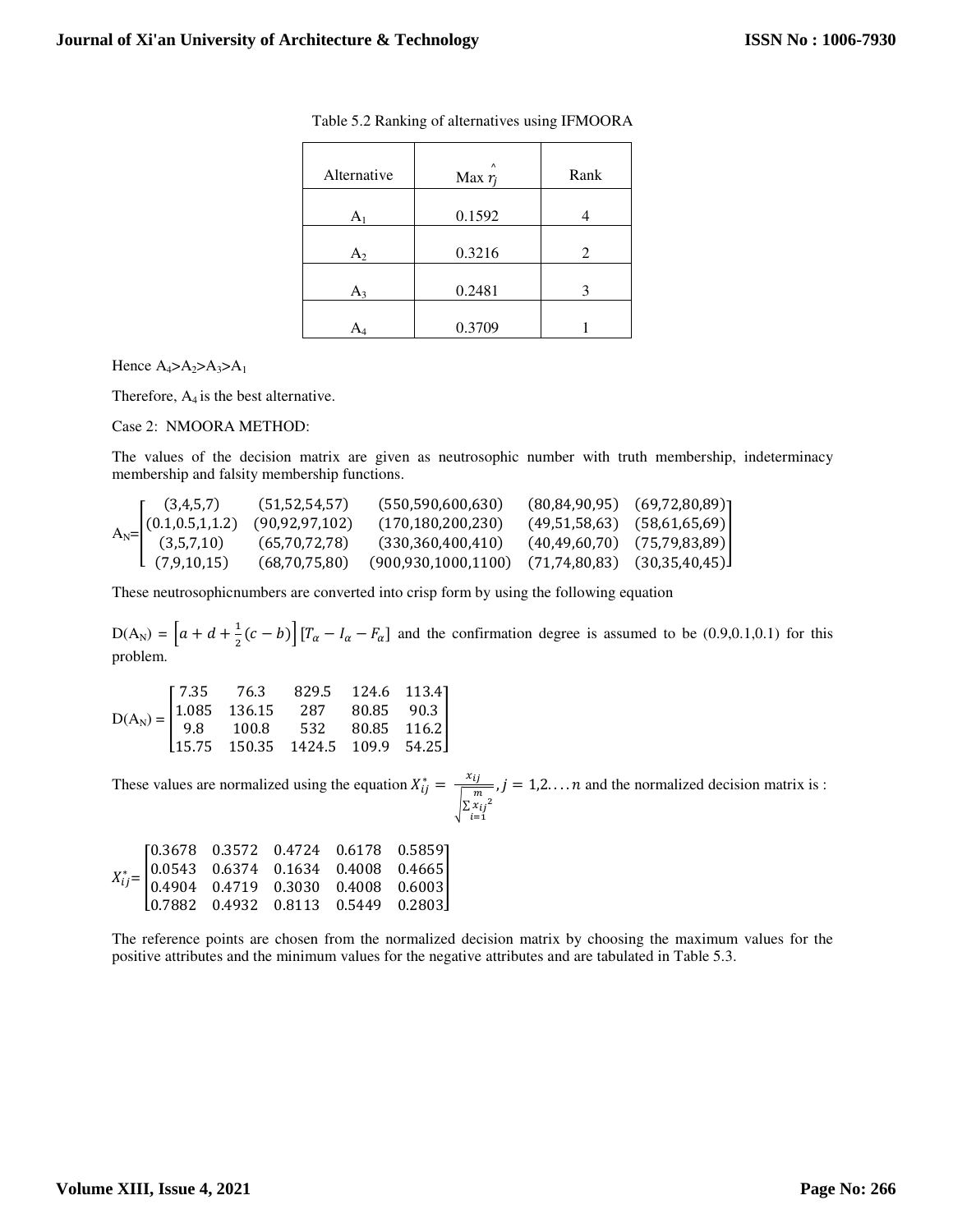Table 5.2 Ranking of alternatives using IFMOORA

| Alternative | Max $\hat{r_j}$ | Rank |
|---|---|---|
| $A_1$ | 0.1592 | 4 |
| $A_2$ | 0.3216 | 2 |
| $A_3$ | 0.2481 | 3 |
| $A_4$ | 0.3709 | 1 |

Hence $A_4 > A_2 > A_3 > A_1$

Therefore, $A_4$ is the best alternative.

Case 2: NMOORA METHOD:

The values of the decision matrix are given as neutrosophic number with truth membership, indeterminacy membership and falsity membership functions.

$$A_N = \begin{bmatrix} (3,4,5,7) & (51,52,54,57) & (550,590,600,630) & (80,84,90,95) & (69,72,80,89) \\ (0.1,0.5,1,1.2) & (90,92,97,102) & (170,180,200,230) & (49,51,58,63) & (58,61,65,69) \\ (3,5,7,10) & (65,70,72,78) & (330,360,400,410) & (40,49,60,70) & (75,79,83,89) \\ (7,9,10,15) & (68,70,75,80) & (900,930,1000,1100) & (71,74,80,83) & (30,35,40,45) \end{bmatrix}$$

These neutrosophicnumbers are converted into crisp form by using the following equation

$D(A_N) = \left[a + d + \frac{1}{2}(c - b)\right][T_\alpha - I_\alpha - F_\alpha]$ and the confirmation degree is assumed to be (0.9,0.1,0.1) for this problem.

$$D(A_N) = \begin{bmatrix} 7.35 & 76.3 & 829.5 & 124.6 & 113.4 \\ 1.085 & 136.15 & 287 & 80.85 & 90.3 \\ 9.8 & 100.8 & 532 & 80.85 & 116.2 \\ 15.75 & 150.35 & 1424.5 & 109.9 & 54.25 \end{bmatrix}$$

These values are normalized using the equation $X_{ij}^* = \frac{x_{ij}}{\sqrt{\sum_{i=1}^{m} x_{ij}^2}}, j = 1,2....n$ and the normalized decision matrix is :

$$X_{ij}^* = \begin{bmatrix} 0.3678 & 0.3572 & 0.4724 & 0.6178 & 0.5859 \\ 0.0543 & 0.6374 & 0.1634 & 0.4008 & 0.4665 \\ 0.4904 & 0.4719 & 0.3030 & 0.4008 & 0.6003 \\ 0.7882 & 0.4932 & 0.8113 & 0.5449 & 0.2803 \end{bmatrix}$$

The reference points are chosen from the normalized decision matrix by choosing the maximum values for the positive attributes and the minimum values for the negative attributes and are tabulated in Table 5.3.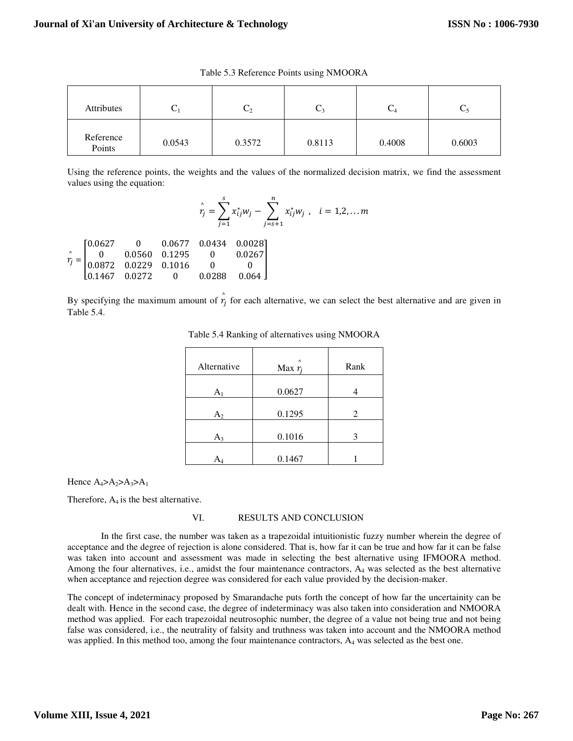Table 5.3 Reference Points using NMOORA

| Attributes | $C_1$ | $C_2$ | $C_3$ | $C_4$ | $C_5$ |
|---|---|---|---|---|---|
| Reference Points | 0.0543 | 0.3572 | 0.8113 | 0.4008 | 0.6003 |

Using the reference points, the weights and the values of the normalized decision matrix, we find the assessment values using the equation:

$$\hat{r_j} = \sum_{j=1}^{s} x_{ij}^{*} w_j - \sum_{j=s+1}^{n} x_{ij}^{*} w_j \ , \quad i = 1,2,\ldots m$$

$$\hat{r_j} = \begin{bmatrix} 0.0627 & 0 & 0.0677 & 0.0434 & 0.0028 \\ 0 & 0.0560 & 0.1295 & 0 & 0.0267 \\ 0.0872 & 0.0229 & 0.1016 & 0 & 0 \\ 0.1467 & 0.0272 & 0 & 0.0288 & 0.064 \end{bmatrix}$$

By specifying the maximum amount of $\hat{r_j}$ for each alternative, we can select the best alternative and are given in Table 5.4.

Table 5.4 Ranking of alternatives using NMOORA

| Alternative | Max $\hat{r_j}$ | Rank |
|---|---|---|
| $A_1$ | 0.0627 | 4 |
| $A_2$ | 0.1295 | 2 |
| $A_3$ | 0.1016 | 3 |
| $A_4$ | 0.1467 | 1 |

Hence $A_4 > A_2 > A_3 > A_1$

Therefore, $A_4$ is the best alternative.

## VI. RESULTS AND CONCLUSION

In the first case, the number was taken as a trapezoidal intuitionistic fuzzy number wherein the degree of acceptance and the degree of rejection is alone considered. That is, how far it can be true and how far it can be false was taken into account and assessment was made in selecting the best alternative using IFMOORA method. Among the four alternatives, i.e., amidst the four maintenance contractors, $A_4$ was selected as the best alternative when acceptance and rejection degree was considered for each value provided by the decision-maker.

The concept of indeterminacy proposed by Smarandache puts forth the concept of how far the uncertainity can be dealt with. Hence in the second case, the degree of indeterminacy was also taken into consideration and NMOORA method was applied. For each trapezoidal neutrosophic number, the degree of a value not being true and not being false was considered, i.e., the neutrality of falsity and truthness was taken into account and the NMOORA method was applied. In this method too, among the four maintenance contractors, $A_4$ was selected as the best one.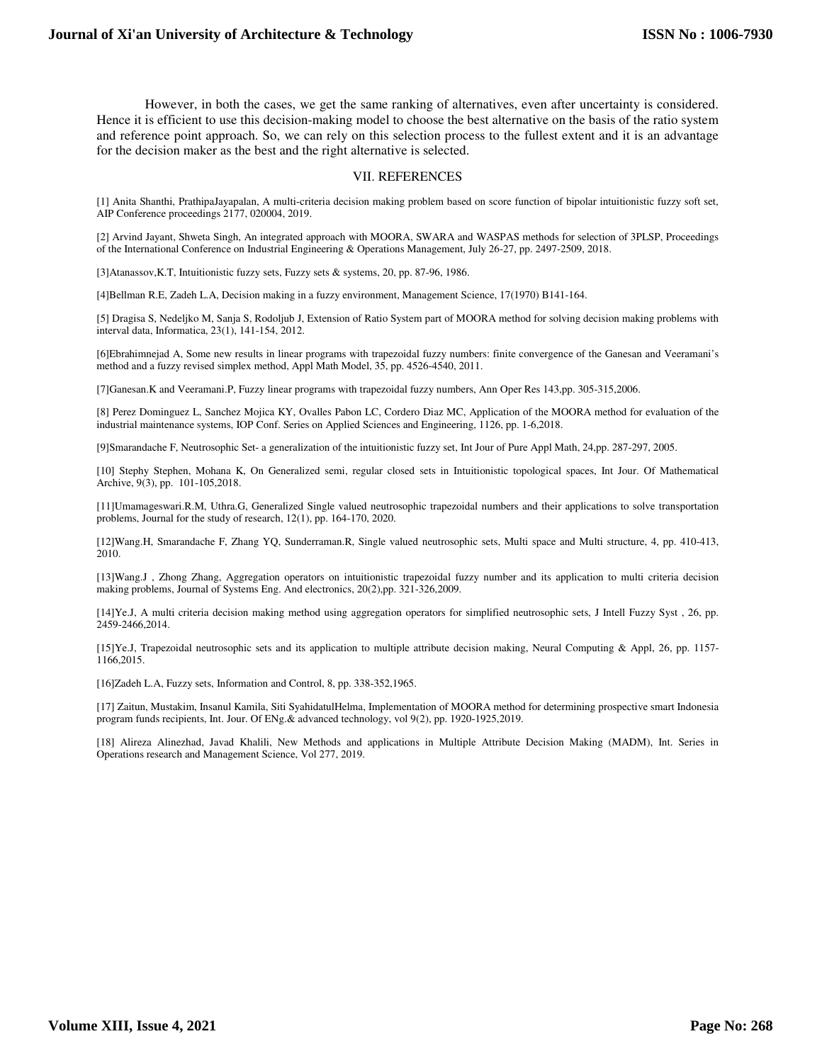However, in both the cases, we get the same ranking of alternatives, even after uncertainty is considered. Hence it is efficient to use this decision-making model to choose the best alternative on the basis of the ratio system and reference point approach. So, we can rely on this selection process to the fullest extent and it is an advantage for the decision maker as the best and the right alternative is selected.

## VII. REFERENCES

[1] Anita Shanthi, PrathipaJayapalan, A multi-criteria decision making problem based on score function of bipolar intuitionistic fuzzy soft set, AIP Conference proceedings 2177, 020004, 2019.

[2] Arvind Jayant, Shweta Singh, An integrated approach with MOORA, SWARA and WASPAS methods for selection of 3PLSP, Proceedings of the International Conference on Industrial Engineering & Operations Management, July 26-27, pp. 2497-2509, 2018.

[3]Atanassov,K.T, Intuitionistic fuzzy sets, Fuzzy sets & systems, 20, pp. 87-96, 1986.

[4]Bellman R.E, Zadeh L.A, Decision making in a fuzzy environment, Management Science, 17(1970) B141-164.

[5] Dragisa S, Nedeljko M, Sanja S, Rodoljub J, Extension of Ratio System part of MOORA method for solving decision making problems with interval data, Informatica, 23(1), 141-154, 2012.

[6]Ebrahimnejad A, Some new results in linear programs with trapezoidal fuzzy numbers: finite convergence of the Ganesan and Veeramani's method and a fuzzy revised simplex method, Appl Math Model, 35, pp. 4526-4540, 2011.

[7]Ganesan.K and Veeramani.P, Fuzzy linear programs with trapezoidal fuzzy numbers, Ann Oper Res 143,pp. 305-315,2006.

[8] Perez Dominguez L, Sanchez Mojica KY, Ovalles Pabon LC, Cordero Diaz MC, Application of the MOORA method for evaluation of the industrial maintenance systems, IOP Conf. Series on Applied Sciences and Engineering, 1126, pp. 1-6,2018.

[9]Smarandache F, Neutrosophic Set- a generalization of the intuitionistic fuzzy set, Int Jour of Pure Appl Math, 24,pp. 287-297, 2005.

[10] Stephy Stephen, Mohana K, On Generalized semi, regular closed sets in Intuitionistic topological spaces, Int Jour. Of Mathematical Archive, 9(3), pp. 101-105,2018.

[11]Umamageswari.R.M, Uthra.G, Generalized Single valued neutrosophic trapezoidal numbers and their applications to solve transportation problems, Journal for the study of research, 12(1), pp. 164-170, 2020.

[12]Wang.H, Smarandache F, Zhang YQ, Sunderraman.R, Single valued neutrosophic sets, Multi space and Multi structure, 4, pp. 410-413, 2010.

[13]Wang.J , Zhong Zhang, Aggregation operators on intuitionistic trapezoidal fuzzy number and its application to multi criteria decision making problems, Journal of Systems Eng. And electronics, 20(2),pp. 321-326,2009.

[14]Ye.J, A multi criteria decision making method using aggregation operators for simplified neutrosophic sets, J Intell Fuzzy Syst , 26, pp. 2459-2466,2014.

[15]Ye.J, Trapezoidal neutrosophic sets and its application to multiple attribute decision making, Neural Computing & Appl, 26, pp. 1157-1166,2015.

[16]Zadeh L.A, Fuzzy sets, Information and Control, 8, pp. 338-352,1965.

[17] Zaitun, Mustakim, Insanul Kamila, Siti SyahidatulHelma, Implementation of MOORA method for determining prospective smart Indonesia program funds recipients, Int. Jour. Of ENg.& advanced technology, vol 9(2), pp. 1920-1925,2019.

[18] Alireza Alinezhad, Javad Khalili, New Methods and applications in Multiple Attribute Decision Making (MADM), Int. Series in Operations research and Management Science, Vol 277, 2019.